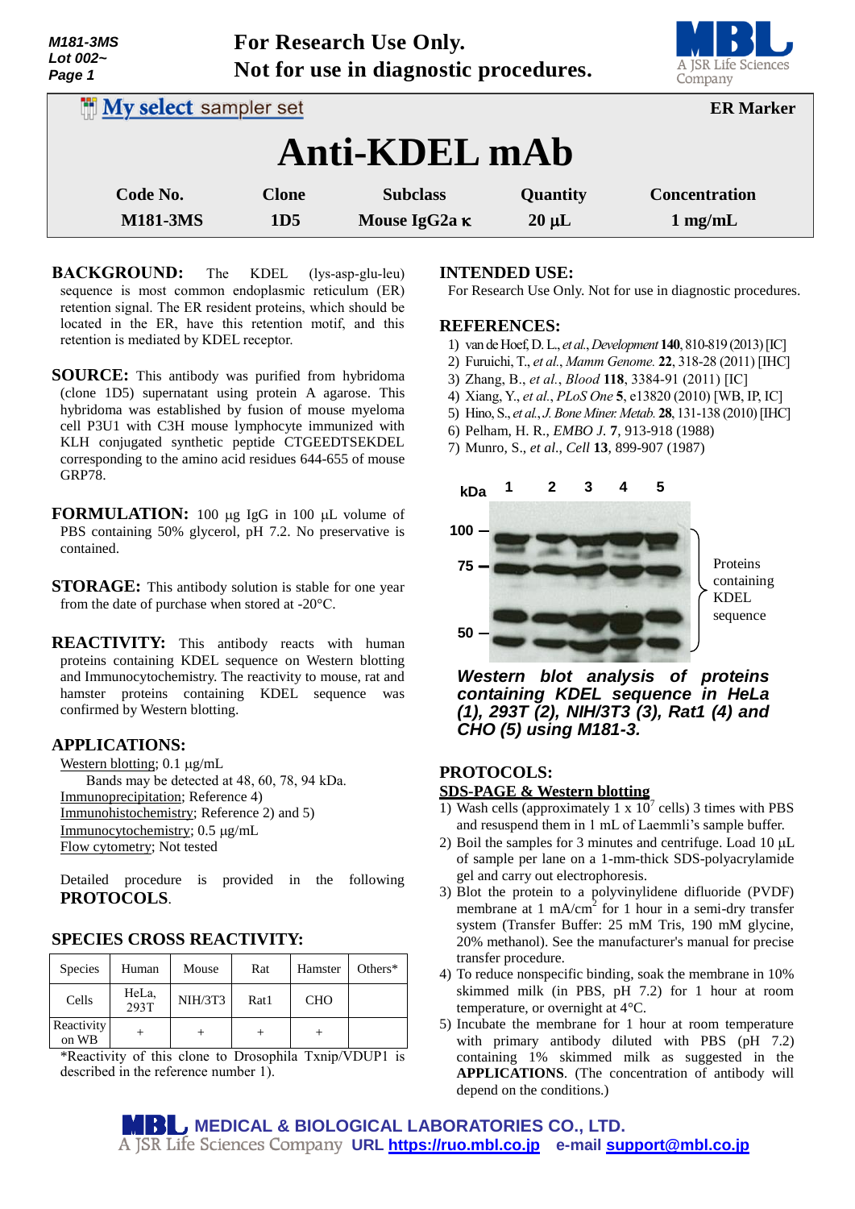M181-3MS
Lot 002~

**For Research Use Only.**
**Not for use in diagnostic procedures.**

My select sampler set — **ER Marker**

# Anti-KDEL mAb

| Code No. | Clone | Subclass | Quantity | Concentration |
|---|---|---|---|---|
| M181-3MS | 1D5 | Mouse IgG2a κ | 20 µL | 1 mg/mL |

**BACKGROUND:** The KDEL (lys-asp-glu-leu) sequence is most common endoplasmic reticulum (ER) retention signal. The ER resident proteins, which should be located in the ER, have this retention motif, and this retention is mediated by KDEL receptor.

**SOURCE:** This antibody was purified from hybridoma (clone 1D5) supernatant using protein A agarose. This hybridoma was established by fusion of mouse myeloma cell P3U1 with C3H mouse lymphocyte immunized with KLH conjugated synthetic peptide CTGEEDTSEKDEL corresponding to the amino acid residues 644-655 of mouse GRP78.

**FORMULATION:** 100 µg IgG in 100 µL volume of PBS containing 50% glycerol, pH 7.2. No preservative is contained.

**STORAGE:** This antibody solution is stable for one year from the date of purchase when stored at -20°C.

**REACTIVITY:** This antibody reacts with human proteins containing KDEL sequence on Western blotting and Immunocytochemistry. The reactivity to mouse, rat and hamster proteins containing KDEL sequence was confirmed by Western blotting.

**APPLICATIONS:**

Western blotting; 0.1 µg/mL
  Bands may be detected at 48, 60, 78, 94 kDa.
Immunoprecipitation; Reference 4)
Immunohistochemistry; Reference 2) and 5)
Immunocytochemistry; 0.5 µg/mL
Flow cytometry; Not tested

Detailed procedure is provided in the following **PROTOCOLS**.

**SPECIES CROSS REACTIVITY:**

| Species | Human | Mouse | Rat | Hamster | Others* |
|---|---|---|---|---|---|
| Cells | HeLa, 293T | NIH/3T3 | Rat1 | CHO | |
| Reactivity on WB | + | + | + | + | |

*Reactivity of this clone to Drosophila Txnip/VDUP1 is described in the reference number 1).

**INTENDED USE:**
For Research Use Only. Not for use in diagnostic procedures.

**REFERENCES:**

1) van de Hoef, D. L., *et al., Development* **140**, 810-819 (2013) [IC]
2) Furuichi, T., *et al., Mamm Genome.* **22**, 318-28 (2011) [IHC]
3) Zhang, B., *et al., Blood* **118**, 3384-91 (2011) [IC]
4) Xiang, Y., *et al., PLoS One* **5**, e13820 (2010) [WB, IP, IC]
5) Hino, S., *et al., J. Bone Miner. Metab.* **28**, 131-138 (2010) [IHC]
6) Pelham, H. R., *EMBO J.* **7**, 913-918 (1988)
7) Munro, S., *et al., Cell* **13**, 899-907 (1987)

***Western blot analysis of proteins containing KDEL sequence in HeLa (1), 293T (2), NIH/3T3 (3), Rat1 (4) and CHO (5) using M181-3.***

**PROTOCOLS:**

**SDS-PAGE & Western blotting**

1) Wash cells (approximately 1 x $10^7$ cells) 3 times with PBS and resuspend them in 1 mL of Laemmli's sample buffer.
2) Boil the samples for 3 minutes and centrifuge. Load 10 µL of sample per lane on a 1-mm-thick SDS-polyacrylamide gel and carry out electrophoresis.
3) Blot the protein to a polyvinylidene difluoride (PVDF) membrane at 1 mA/$cm^2$ for 1 hour in a semi-dry transfer system (Transfer Buffer: 25 mM Tris, 190 mM glycine, 20% methanol). See the manufacturer's manual for precise transfer procedure.
4) To reduce nonspecific binding, soak the membrane in 10% skimmed milk (in PBS, pH 7.2) for 1 hour at room temperature, or overnight at 4°C.
5) Incubate the membrane for 1 hour at room temperature with primary antibody diluted with PBS (pH 7.2) containing 1% skimmed milk as suggested in the **APPLICATIONS**. (The concentration of antibody will depend on the conditions.)

MEDICAL & BIOLOGICAL LABORATORIES CO., LTD.
A JSR Life Sciences Company URL https://ruo.mbl.co.jp e-mail support@mbl.co.jp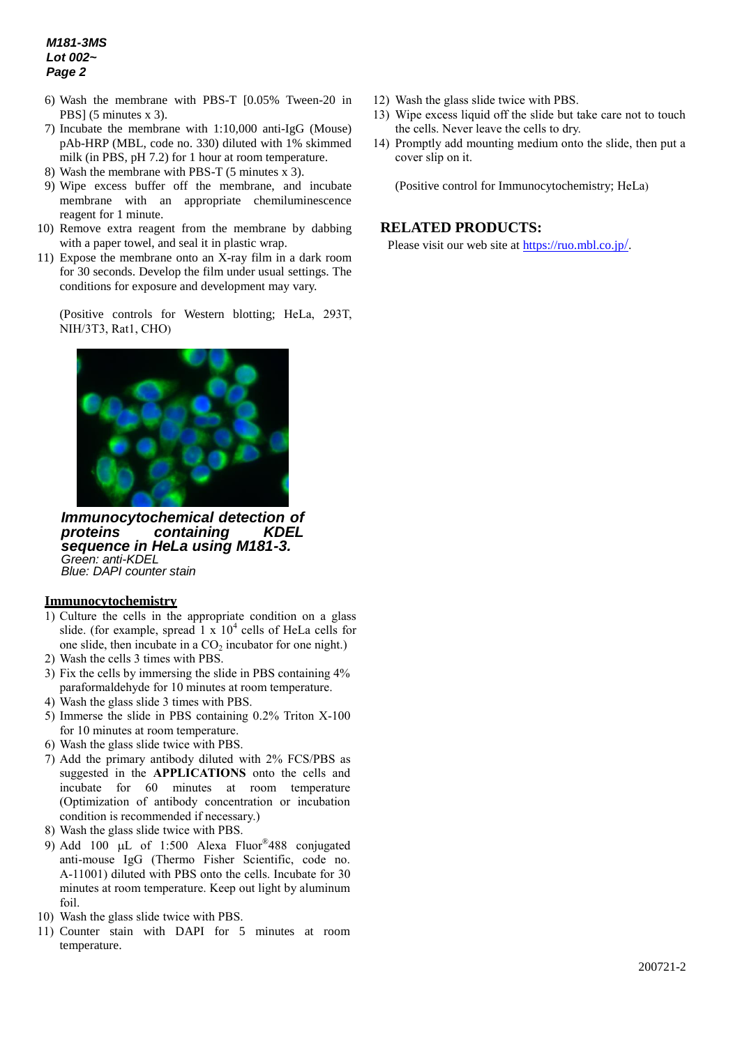6) Wash the membrane with PBS-T [0.05% Tween-20 in PBS] (5 minutes x 3).
7) Incubate the membrane with 1:10,000 anti-IgG (Mouse) pAb-HRP (MBL, code no. 330) diluted with 1% skimmed milk (in PBS, pH 7.2) for 1 hour at room temperature.
8) Wash the membrane with PBS-T (5 minutes x 3).
9) Wipe excess buffer off the membrane, and incubate membrane with an appropriate chemiluminescence reagent for 1 minute.
10) Remove extra reagent from the membrane by dabbing with a paper towel, and seal it in plastic wrap.
11) Expose the membrane onto an X-ray film in a dark room for 30 seconds. Develop the film under usual settings. The conditions for exposure and development may vary.

(Positive controls for Western blotting; HeLa, 293T, NIH/3T3, Rat1, CHO)

***Immunocytochemical detection of proteins containing KDEL sequence in HeLa using M181-3.***
*Green: anti-KDEL*
*Blue: DAPI counter stain*

**Immunocytochemistry**

1) Culture the cells in the appropriate condition on a glass slide. (for example, spread 1 x $10^4$ cells of HeLa cells for one slide, then incubate in a $CO_2$ incubator for one night.)
2) Wash the cells 3 times with PBS.
3) Fix the cells by immersing the slide in PBS containing 4% paraformaldehyde for 10 minutes at room temperature.
4) Wash the glass slide 3 times with PBS.
5) Immerse the slide in PBS containing 0.2% Triton X-100 for 10 minutes at room temperature.
6) Wash the glass slide twice with PBS.
7) Add the primary antibody diluted with 2% FCS/PBS as suggested in the **APPLICATIONS** onto the cells and incubate for 60 minutes at room temperature (Optimization of antibody concentration or incubation condition is recommended if necessary.)
8) Wash the glass slide twice with PBS.
9) Add 100 µL of 1:500 Alexa Fluor®488 conjugated anti-mouse IgG (Thermo Fisher Scientific, code no. A-11001) diluted with PBS onto the cells. Incubate for 30 minutes at room temperature. Keep out light by aluminum foil.
10) Wash the glass slide twice with PBS.
11) Counter stain with DAPI for 5 minutes at room temperature.
12) Wash the glass slide twice with PBS.
13) Wipe excess liquid off the slide but take care not to touch the cells. Never leave the cells to dry.
14) Promptly add mounting medium onto the slide, then put a cover slip on it.

(Positive control for Immunocytochemistry; HeLa)

## RELATED PRODUCTS:

Please visit our web site at https://ruo.mbl.co.jp/.